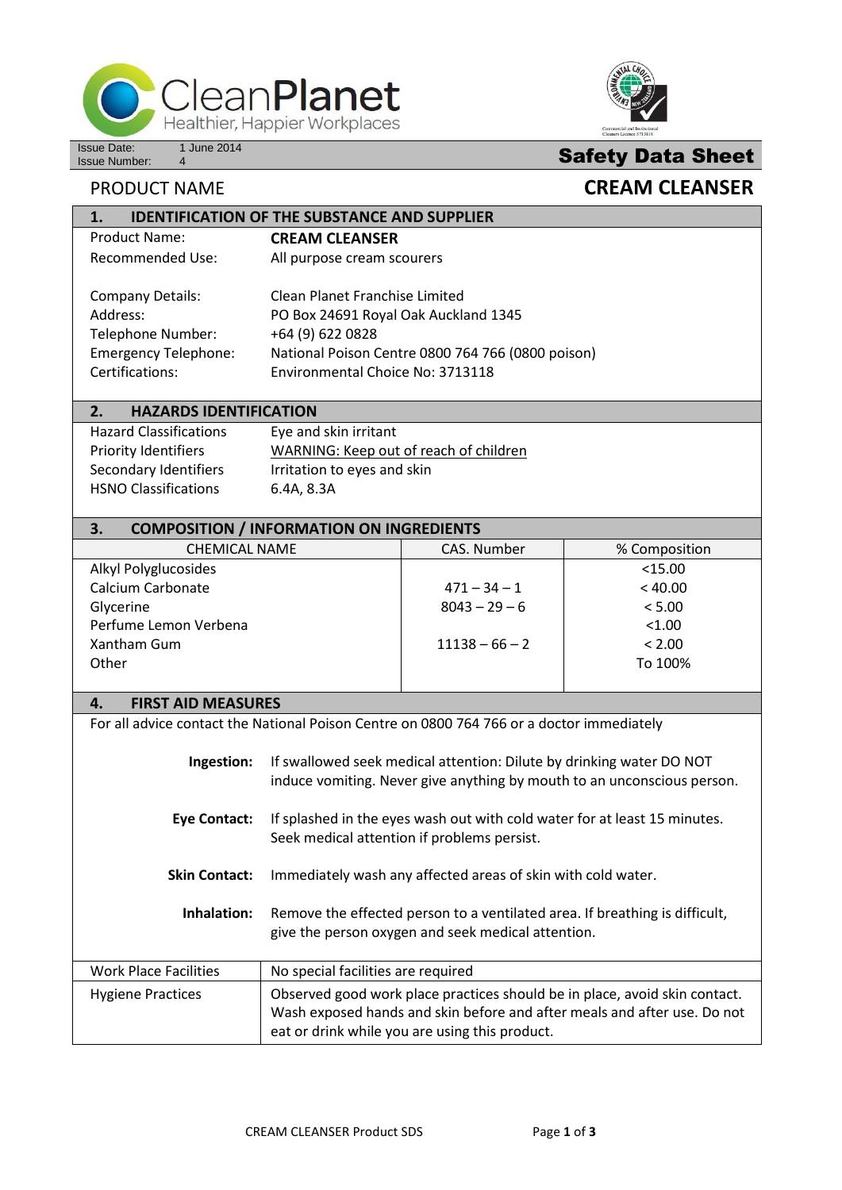Issue Date: 1 June 2014
Issue Number: 4

# Safety Data Sheet

**PRODUCT NAME** **CREAM CLEANSER**

## 1. IDENTIFICATION OF THE SUBSTANCE AND SUPPLIER

| | |
|---|---|
| Product Name: | **CREAM CLEANSER** |
| Recommended Use: | All purpose cream scourers |
| Company Details: | Clean Planet Franchise Limited |
| Address: | PO Box 24691 Royal Oak Auckland 1345 |
| Telephone Number: | +64 (9) 622 0828 |
| Emergency Telephone: | National Poison Centre 0800 764 766 (0800 poison) |
| Certifications: | Environmental Choice No: 3713118 |

## 2. HAZARDS IDENTIFICATION

| | |
|---|---|
| Hazard Classifications | Eye and skin irritant |
| Priority Identifiers | WARNING: Keep out of reach of children |
| Secondary Identifiers | Irritation to eyes and skin |
| HSNO Classifications | 6.4A, 8.3A |

## 3. COMPOSITION / INFORMATION ON INGREDIENTS

| CHEMICAL NAME | CAS. Number | % Composition |
|---|---|---|
| Alkyl Polyglucosides | | <15.00 |
| Calcium Carbonate | 471 – 34 – 1 | < 40.00 |
| Glycerine | 8043 – 29 – 6 | < 5.00 |
| Perfume Lemon Verbena | | <1.00 |
| Xantham Gum | 11138 – 66 – 2 | < 2.00 |
| Other | | To 100% |

## 4. FIRST AID MEASURES

For all advice contact the National Poison Centre on 0800 764 766 or a doctor immediately

**Ingestion:** If swallowed seek medical attention: Dilute by drinking water DO NOT induce vomiting. Never give anything by mouth to an unconscious person.

**Eye Contact:** If splashed in the eyes wash out with cold water for at least 15 minutes. Seek medical attention if problems persist.

**Skin Contact:** Immediately wash any affected areas of skin with cold water.

**Inhalation:** Remove the effected person to a ventilated area. If breathing is difficult, give the person oxygen and seek medical attention.

| | |
|---|---|
| Work Place Facilities | No special facilities are required |
| Hygiene Practices | Observed good work place practices should be in place, avoid skin contact. Wash exposed hands and skin before and after meals and after use. Do not eat or drink while you are using this product. |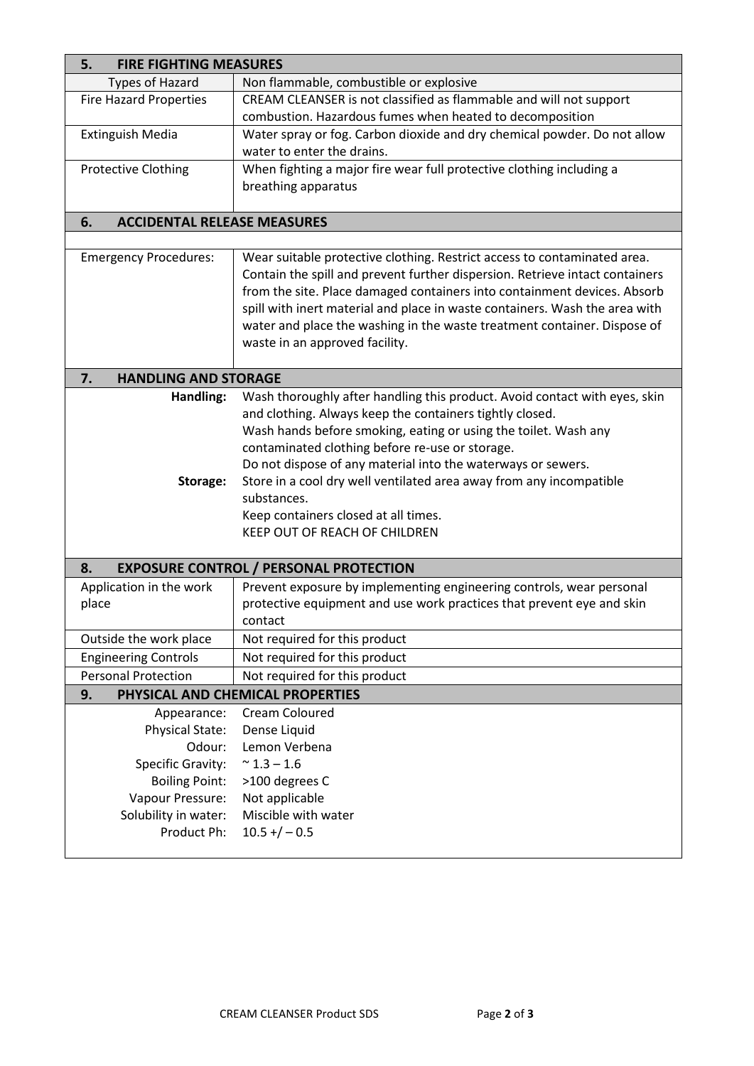## 5. FIRE FIGHTING MEASURES

| | |
|---|---|
| Types of Hazard | Non flammable, combustible or explosive |
| Fire Hazard Properties | CREAM CLEANSER is not classified as flammable and will not support combustion. Hazardous fumes when heated to decomposition |
| Extinguish Media | Water spray or fog. Carbon dioxide and dry chemical powder. Do not allow water to enter the drains. |
| Protective Clothing | When fighting a major fire wear full protective clothing including a breathing apparatus |

## 6. ACCIDENTAL RELEASE MEASURES

| | |
|---|---|
| Emergency Procedures: | Wear suitable protective clothing. Restrict access to contaminated area. Contain the spill and prevent further dispersion. Retrieve intact containers from the site. Place damaged containers into containment devices. Absorb spill with inert material and place in waste containers. Wash the area with water and place the washing in the waste treatment container. Dispose of waste in an approved facility. |

## 7. HANDLING AND STORAGE

| | |
|---|---|
| **Handling:** | Wash thoroughly after handling this product. Avoid contact with eyes, skin and clothing. Always keep the containers tightly closed.<br>Wash hands before smoking, eating or using the toilet. Wash any contaminated clothing before re-use or storage.<br>Do not dispose of any material into the waterways or sewers. |
| **Storage:** | Store in a cool dry well ventilated area away from any incompatible substances.<br>Keep containers closed at all times.<br>KEEP OUT OF REACH OF CHILDREN |

## 8. EXPOSURE CONTROL / PERSONAL PROTECTION

| | |
|---|---|
| Application in the work place | Prevent exposure by implementing engineering controls, wear personal protective equipment and use work practices that prevent eye and skin contact |
| Outside the work place | Not required for this product |
| Engineering Controls | Not required for this product |
| Personal Protection | Not required for this product |

## 9. PHYSICAL AND CHEMICAL PROPERTIES

| | |
|---|---|
| Appearance: | Cream Coloured |
| Physical State: | Dense Liquid |
| Odour: | Lemon Verbena |
| Specific Gravity: | ~ 1.3 – 1.6 |
| Boiling Point: | >100 degrees C |
| Vapour Pressure: | Not applicable |
| Solubility in water: | Miscible with water |
| Product Ph: | 10.5 +/ – 0.5 |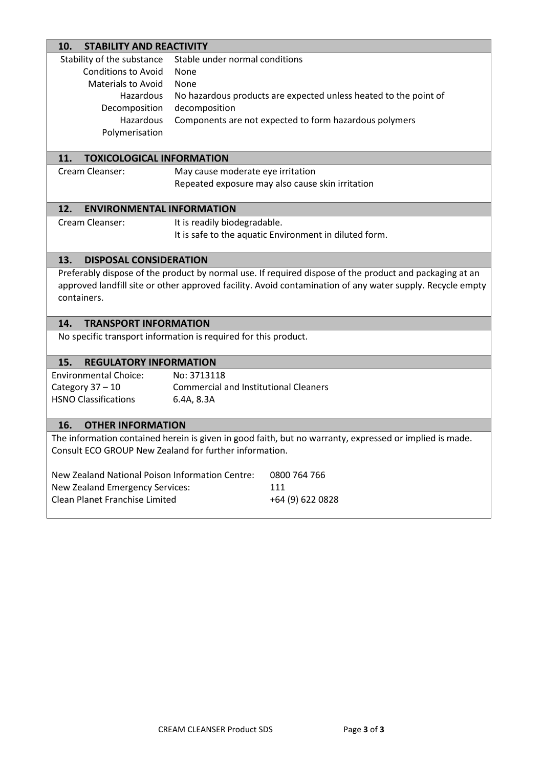## 10. STABILITY AND REACTIVITY

| | |
|---|---|
| Stability of the substance | Stable under normal conditions |
| Conditions to Avoid | None |
| Materials to Avoid | None |
| Hazardous Decomposition | No hazardous products are expected unless heated to the point of decomposition |
| Hazardous Polymerisation | Components are not expected to form hazardous polymers |

## 11. TOXICOLOGICAL INFORMATION

| | |
|---|---|
| Cream Cleanser: | May cause moderate eye irritation<br>Repeated exposure may also cause skin irritation |

## 12. ENVIRONMENTAL INFORMATION

| | |
|---|---|
| Cream Cleanser: | It is readily biodegradable.<br>It is safe to the aquatic Environment in diluted form. |

## 13. DISPOSAL CONSIDERATION

Preferably dispose of the product by normal use. If required dispose of the product and packaging at an approved landfill site or other approved facility. Avoid contamination of any water supply. Recycle empty containers.

## 14. TRANSPORT INFORMATION

No specific transport information is required for this product.

## 15. REGULATORY INFORMATION

| | |
|---|---|
| Environmental Choice: | No: 3713118 |
| Category 37 – 10 | Commercial and Institutional Cleaners |
| HSNO Classifications | 6.4A, 8.3A |

## 16. OTHER INFORMATION

The information contained herein is given in good faith, but no warranty, expressed or implied is made. Consult ECO GROUP New Zealand for further information.

| | |
|---|---|
| New Zealand National Poison Information Centre: | 0800 764 766 |
| New Zealand Emergency Services: | 111 |
| Clean Planet Franchise Limited | +64 (9) 622 0828 |